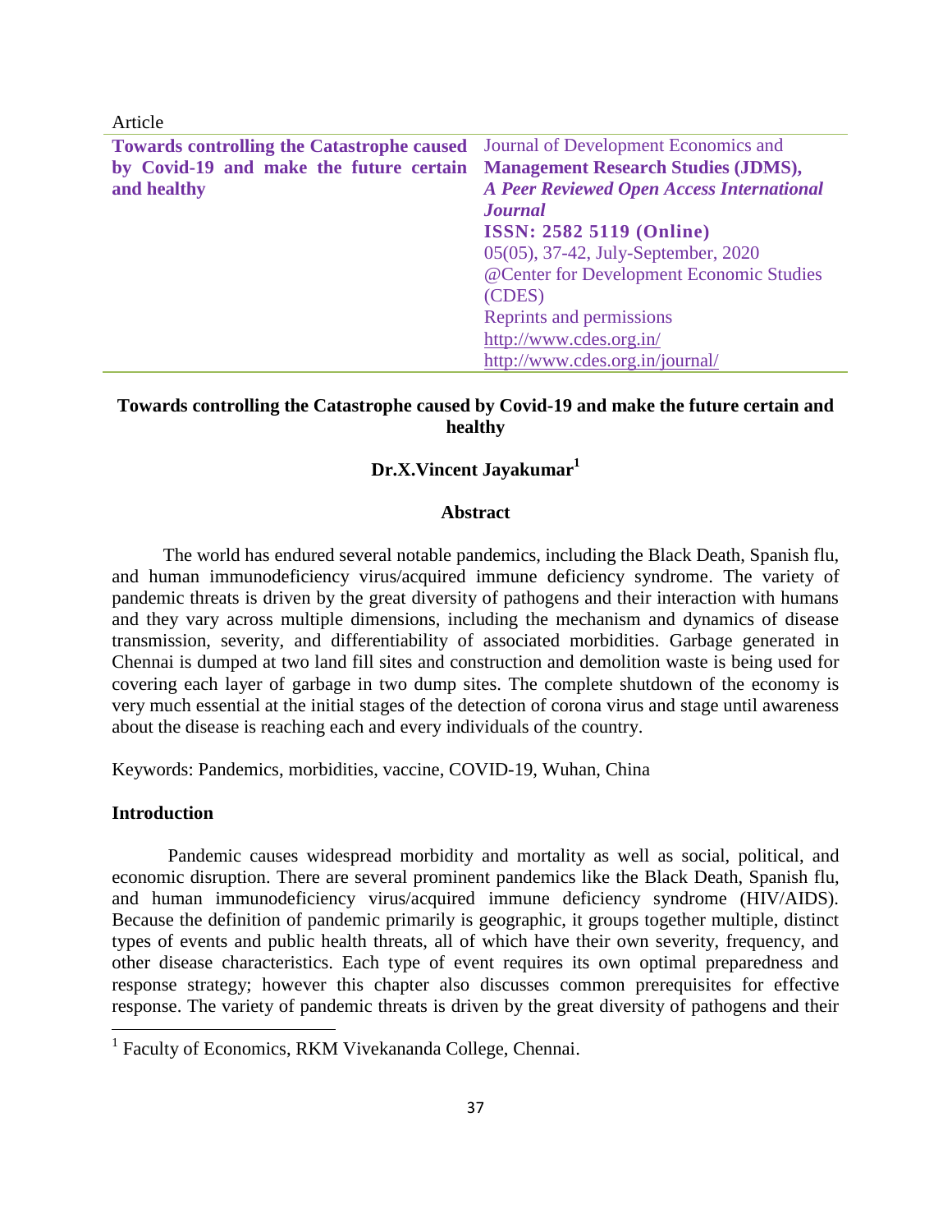Article

**Towards controlling the Catastrophe caused by Covid-19 and make the future certain and healthy**

Journal of Development Economics and **Management Research Studies (JDMS),**
***A Peer Reviewed Open Access International Journal***
**ISSN: 2582 5119 (Online)**
05(05), 37-42, July-September, 2020
@Center for Development Economic Studies (CDES)
Reprints and permissions
http://www.cdes.org.in/
http://www.cdes.org.in/journal/

# Towards controlling the Catastrophe caused by Covid-19 and make the future certain and healthy

**Dr.X.Vincent Jayakumar[1]**

## Abstract

The world has endured several notable pandemics, including the Black Death, Spanish flu, and human immunodeficiency virus/acquired immune deficiency syndrome. The variety of pandemic threats is driven by the great diversity of pathogens and their interaction with humans and they vary across multiple dimensions, including the mechanism and dynamics of disease transmission, severity, and differentiability of associated morbidities. Garbage generated in Chennai is dumped at two land fill sites and construction and demolition waste is being used for covering each layer of garbage in two dump sites. The complete shutdown of the economy is very much essential at the initial stages of the detection of corona virus and stage until awareness about the disease is reaching each and every individuals of the country.

Keywords: Pandemics, morbidities, vaccine, COVID-19, Wuhan, China

## Introduction

Pandemic causes widespread morbidity and mortality as well as social, political, and economic disruption. There are several prominent pandemics like the Black Death, Spanish flu, and human immunodeficiency virus/acquired immune deficiency syndrome (HIV/AIDS). Because the definition of pandemic primarily is geographic, it groups together multiple, distinct types of events and public health threats, all of which have their own severity, frequency, and other disease characteristics. Each type of event requires its own optimal preparedness and response strategy; however this chapter also discusses common prerequisites for effective response. The variety of pandemic threats is driven by the great diversity of pathogens and their

[1] Faculty of Economics, RKM Vivekananda College, Chennai.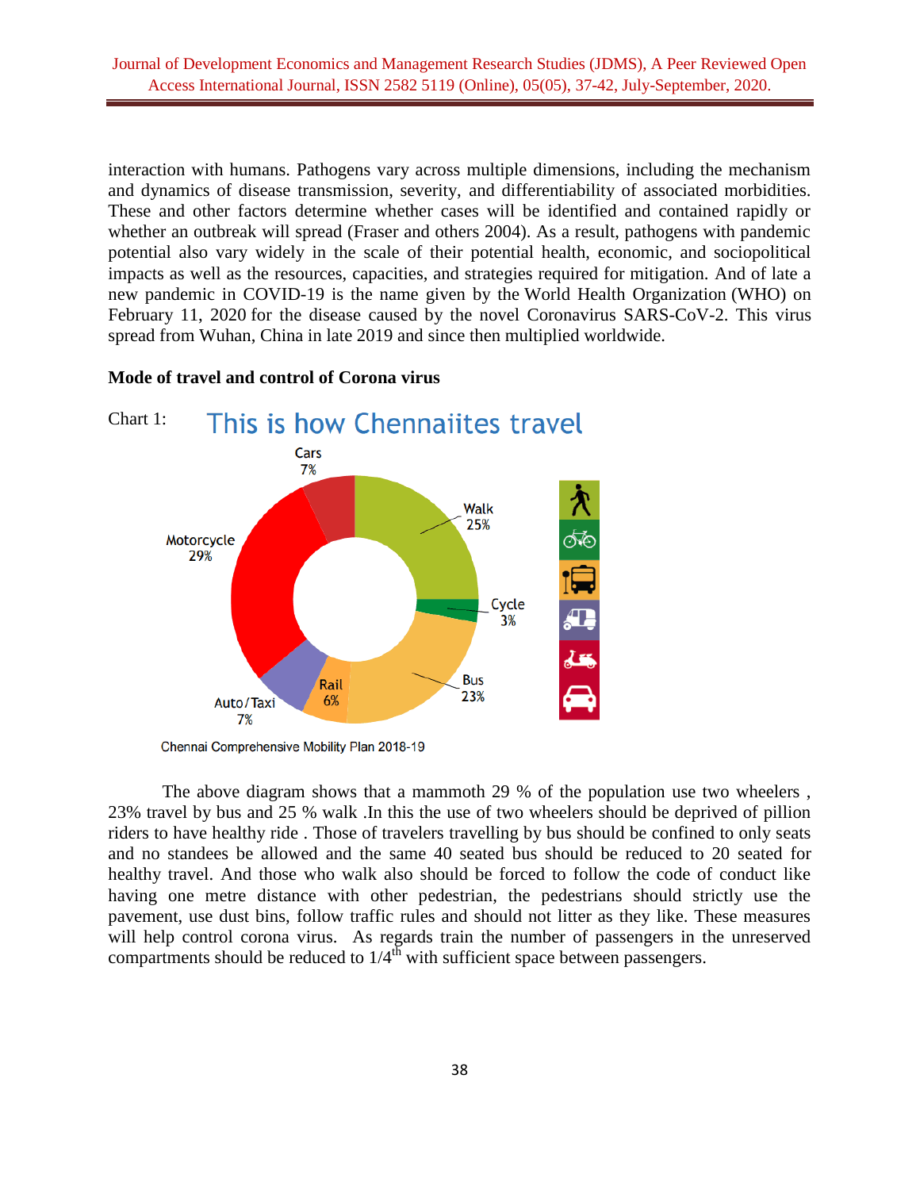interaction with humans. Pathogens vary across multiple dimensions, including the mechanism and dynamics of disease transmission, severity, and differentiability of associated morbidities. These and other factors determine whether cases will be identified and contained rapidly or whether an outbreak will spread (Fraser and others 2004). As a result, pathogens with pandemic potential also vary widely in the scale of their potential health, economic, and sociopolitical impacts as well as the resources, capacities, and strategies required for mitigation. And of late a new pandemic in COVID-19 is the name given by the World Health Organization (WHO) on February 11, 2020 for the disease caused by the novel Coronavirus SARS-CoV-2. This virus spread from Wuhan, China in late 2019 and since then multiplied worldwide.

**Mode of travel and control of Corona virus**

Chart 1: This is how Chennaiites travel

| Mode | Share |
|---|---|
| Walk | 25% |
| Cycle | 3% |
| Bus | 23% |
| Rail | 6% |
| Auto/Taxi | 7% |
| Motorcycle | 29% |
| Cars | 7% |

Chennai Comprehensive Mobility Plan 2018-19

The above diagram shows that a mammoth 29 % of the population use two wheelers , 23% travel by bus and 25 % walk .In this the use of two wheelers should be deprived of pillion riders to have healthy ride . Those of travelers travelling by bus should be confined to only seats and no standees be allowed and the same 40 seated bus should be reduced to 20 seated for healthy travel. And those who walk also should be forced to follow the code of conduct like having one metre distance with other pedestrian, the pedestrians should strictly use the pavement, use dust bins, follow traffic rules and should not litter as they like. These measures will help control corona virus. As regards train the number of passengers in the unreserved compartments should be reduced to 1/4th with sufficient space between passengers.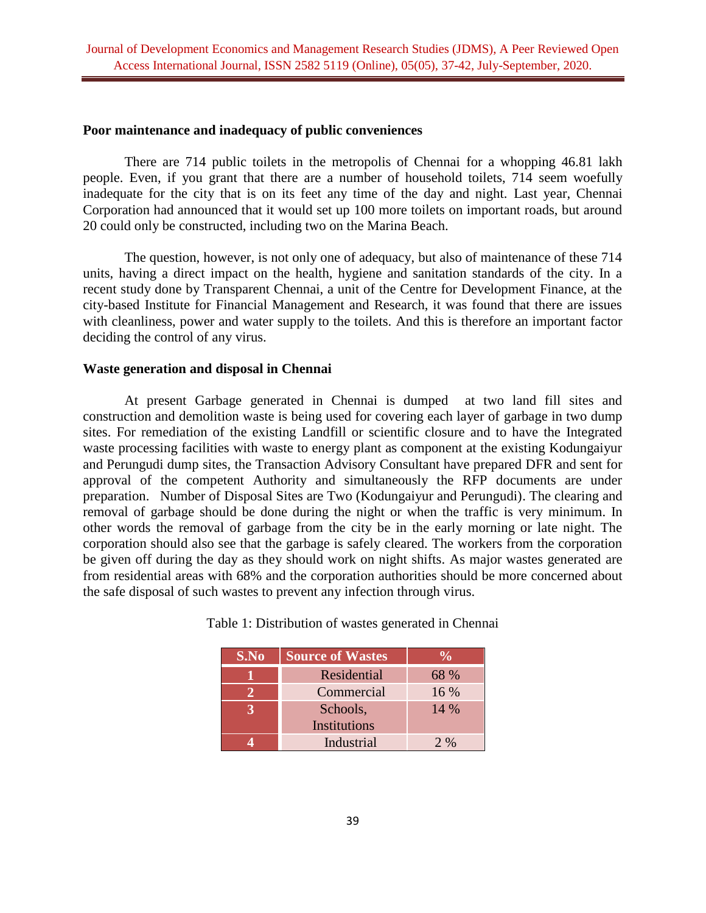**Poor maintenance and inadequacy of public conveniences**

There are 714 public toilets in the metropolis of Chennai for a whopping 46.81 lakh people. Even, if you grant that there are a number of household toilets, 714 seem woefully inadequate for the city that is on its feet any time of the day and night. Last year, Chennai Corporation had announced that it would set up 100 more toilets on important roads, but around 20 could only be constructed, including two on the Marina Beach.

The question, however, is not only one of adequacy, but also of maintenance of these 714 units, having a direct impact on the health, hygiene and sanitation standards of the city. In a recent study done by Transparent Chennai, a unit of the Centre for Development Finance, at the city-based Institute for Financial Management and Research, it was found that there are issues with cleanliness, power and water supply to the toilets. And this is therefore an important factor deciding the control of any virus.

**Waste generation and disposal in Chennai**

At present Garbage generated in Chennai is dumped at two land fill sites and construction and demolition waste is being used for covering each layer of garbage in two dump sites. For remediation of the existing Landfill or scientific closure and to have the Integrated waste processing facilities with waste to energy plant as component at the existing Kodungaiyur and Perungudi dump sites, the Transaction Advisory Consultant have prepared DFR and sent for approval of the competent Authority and simultaneously the RFP documents are under preparation. Number of Disposal Sites are Two (Kodungaiyur and Perungudi). The clearing and removal of garbage should be done during the night or when the traffic is very minimum. In other words the removal of garbage from the city be in the early morning or late night. The corporation should also see that the garbage is safely cleared. The workers from the corporation be given off during the day as they should work on night shifts. As major wastes generated are from residential areas with 68% and the corporation authorities should be more concerned about the safe disposal of such wastes to prevent any infection through virus.

Table 1: Distribution of wastes generated in Chennai

| S.No | Source of Wastes | % |
|---|---|---|
| 1 | Residential | 68 % |
| 2 | Commercial | 16 % |
| 3 | Schools, Institutions | 14 % |
| 4 | Industrial | 2 % |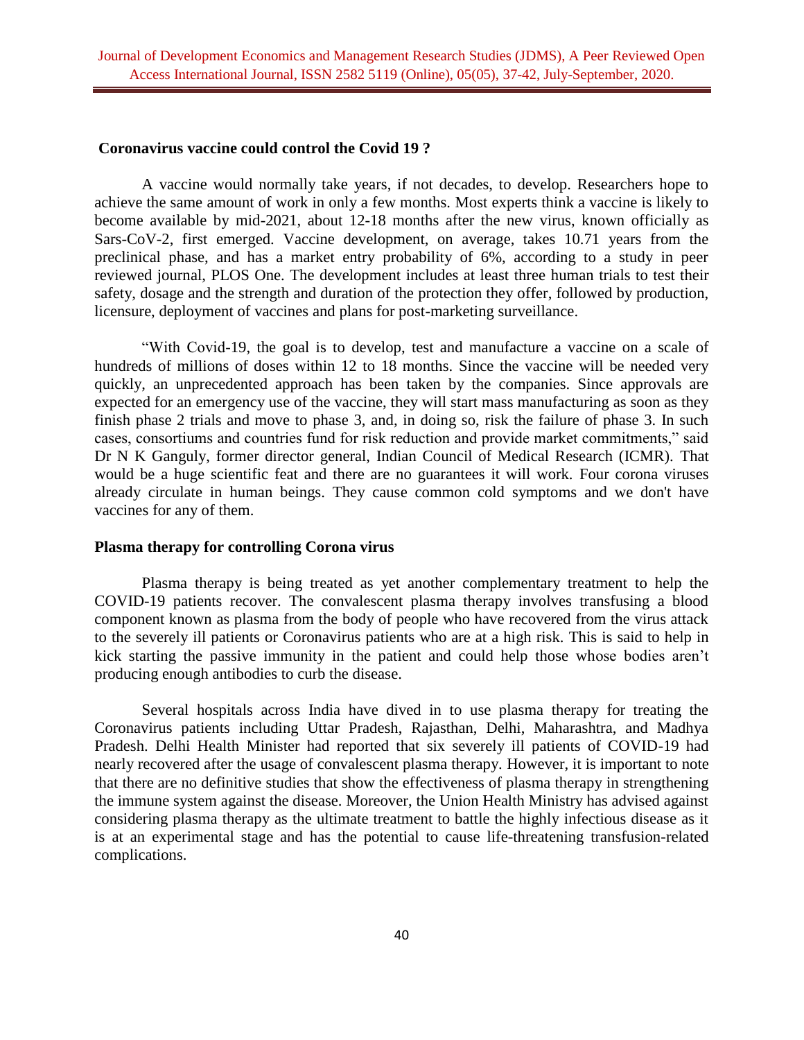**Coronavirus vaccine could control the Covid 19 ?**

A vaccine would normally take years, if not decades, to develop. Researchers hope to achieve the same amount of work in only a few months. Most experts think a vaccine is likely to become available by mid-2021, about 12-18 months after the new virus, known officially as Sars-CoV-2, first emerged. Vaccine development, on average, takes 10.71 years from the preclinical phase, and has a market entry probability of 6%, according to a study in peer reviewed journal, PLOS One. The development includes at least three human trials to test their safety, dosage and the strength and duration of the protection they offer, followed by production, licensure, deployment of vaccines and plans for post-marketing surveillance.

"With Covid-19, the goal is to develop, test and manufacture a vaccine on a scale of hundreds of millions of doses within 12 to 18 months. Since the vaccine will be needed very quickly, an unprecedented approach has been taken by the companies. Since approvals are expected for an emergency use of the vaccine, they will start mass manufacturing as soon as they finish phase 2 trials and move to phase 3, and, in doing so, risk the failure of phase 3. In such cases, consortiums and countries fund for risk reduction and provide market commitments," said Dr N K Ganguly, former director general, Indian Council of Medical Research (ICMR). That would be a huge scientific feat and there are no guarantees it will work. Four corona viruses already circulate in human beings. They cause common cold symptoms and we don't have vaccines for any of them.

**Plasma therapy for controlling Corona virus**

Plasma therapy is being treated as yet another complementary treatment to help the COVID-19 patients recover. The convalescent plasma therapy involves transfusing a blood component known as plasma from the body of people who have recovered from the virus attack to the severely ill patients or Coronavirus patients who are at a high risk. This is said to help in kick starting the passive immunity in the patient and could help those whose bodies aren't producing enough antibodies to curb the disease.

Several hospitals across India have dived in to use plasma therapy for treating the Coronavirus patients including Uttar Pradesh, Rajasthan, Delhi, Maharashtra, and Madhya Pradesh. Delhi Health Minister had reported that six severely ill patients of COVID-19 had nearly recovered after the usage of convalescent plasma therapy. However, it is important to note that there are no definitive studies that show the effectiveness of plasma therapy in strengthening the immune system against the disease. Moreover, the Union Health Ministry has advised against considering plasma therapy as the ultimate treatment to battle the highly infectious disease as it is at an experimental stage and has the potential to cause life-threatening transfusion-related complications.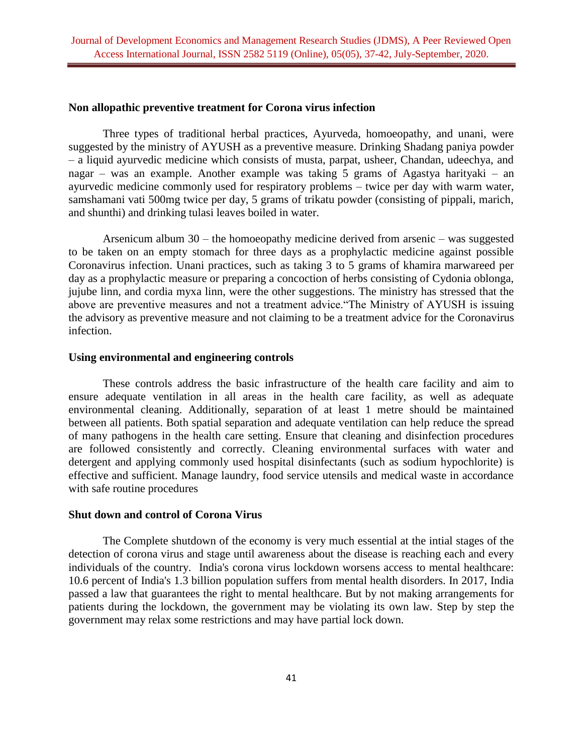**Non allopathic preventive treatment for Corona virus infection**

Three types of traditional herbal practices, Ayurveda, homoeopathy, and unani, were suggested by the ministry of AYUSH as a preventive measure. Drinking Shadang paniya powder – a liquid ayurvedic medicine which consists of musta, parpat, usheer, Chandan, udeechya, and nagar – was an example. Another example was taking 5 grams of Agastya harityaki – an ayurvedic medicine commonly used for respiratory problems – twice per day with warm water, samshamani vati 500mg twice per day, 5 grams of trikatu powder (consisting of pippali, marich, and shunthi) and drinking tulasi leaves boiled in water.

Arsenicum album 30 – the homoeopathy medicine derived from arsenic – was suggested to be taken on an empty stomach for three days as a prophylactic medicine against possible Coronavirus infection. Unani practices, such as taking 3 to 5 grams of khamira marwareed per day as a prophylactic measure or preparing a concoction of herbs consisting of Cydonia oblonga, jujube linn, and cordia myxa linn, were the other suggestions. The ministry has stressed that the above are preventive measures and not a treatment advice."The Ministry of AYUSH is issuing the advisory as preventive measure and not claiming to be a treatment advice for the Coronavirus infection.

**Using environmental and engineering controls**

These controls address the basic infrastructure of the health care facility and aim to ensure adequate ventilation in all areas in the health care facility, as well as adequate environmental cleaning. Additionally, separation of at least 1 metre should be maintained between all patients. Both spatial separation and adequate ventilation can help reduce the spread of many pathogens in the health care setting. Ensure that cleaning and disinfection procedures are followed consistently and correctly. Cleaning environmental surfaces with water and detergent and applying commonly used hospital disinfectants (such as sodium hypochlorite) is effective and sufficient. Manage laundry, food service utensils and medical waste in accordance with safe routine procedures

**Shut down and control of Corona Virus**

The Complete shutdown of the economy is very much essential at the intial stages of the detection of corona virus and stage until awareness about the disease is reaching each and every individuals of the country. India's corona virus lockdown worsens access to mental healthcare: 10.6 percent of India's 1.3 billion population suffers from mental health disorders. In 2017, India passed a law that guarantees the right to mental healthcare. But by not making arrangements for patients during the lockdown, the government may be violating its own law. Step by step the government may relax some restrictions and may have partial lock down.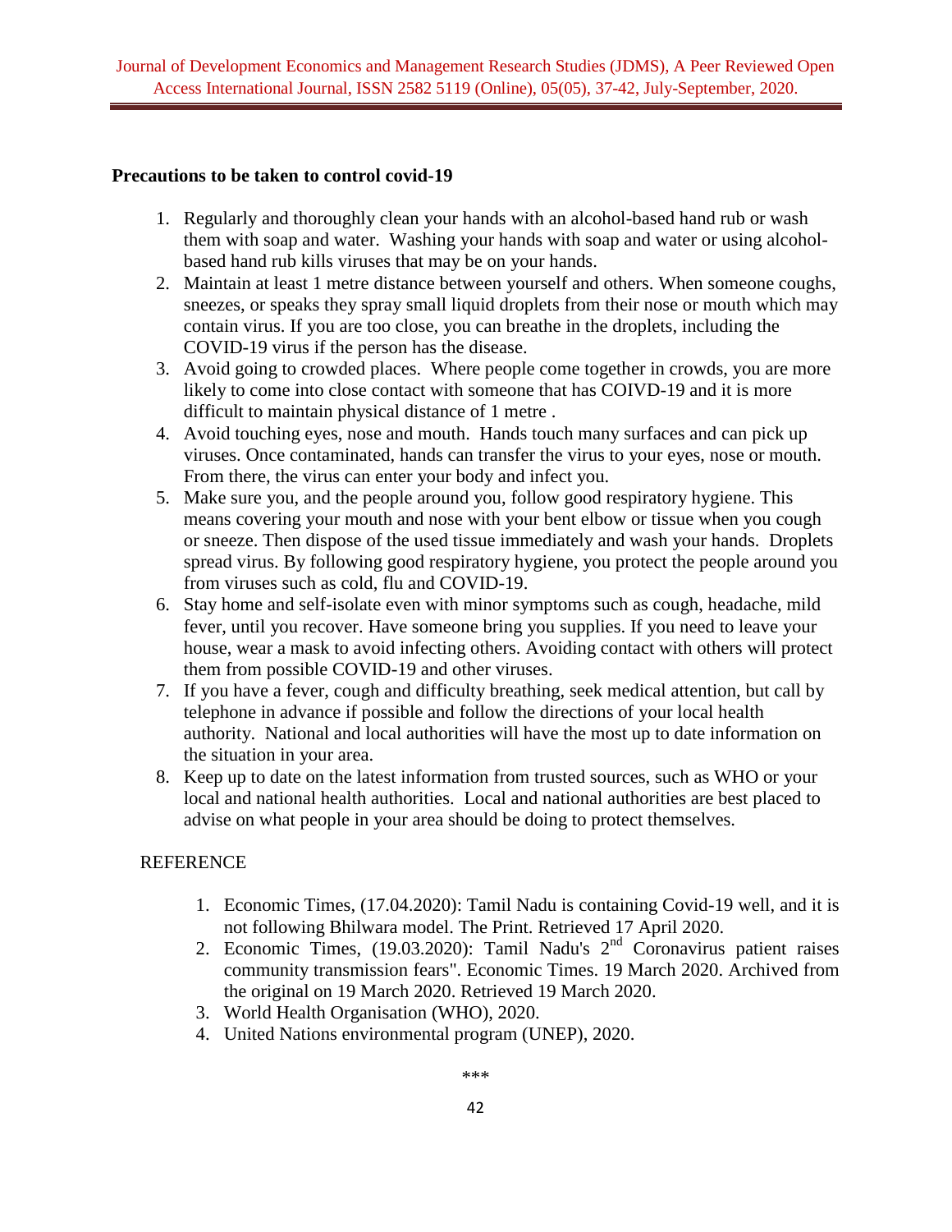**Precautions to be taken to control covid-19**

1. Regularly and thoroughly clean your hands with an alcohol-based hand rub or wash them with soap and water. Washing your hands with soap and water or using alcohol-based hand rub kills viruses that may be on your hands.
2. Maintain at least 1 metre distance between yourself and others. When someone coughs, sneezes, or speaks they spray small liquid droplets from their nose or mouth which may contain virus. If you are too close, you can breathe in the droplets, including the COVID-19 virus if the person has the disease.
3. Avoid going to crowded places. Where people come together in crowds, you are more likely to come into close contact with someone that has COIVD-19 and it is more difficult to maintain physical distance of 1 metre .
4. Avoid touching eyes, nose and mouth. Hands touch many surfaces and can pick up viruses. Once contaminated, hands can transfer the virus to your eyes, nose or mouth. From there, the virus can enter your body and infect you.
5. Make sure you, and the people around you, follow good respiratory hygiene. This means covering your mouth and nose with your bent elbow or tissue when you cough or sneeze. Then dispose of the used tissue immediately and wash your hands. Droplets spread virus. By following good respiratory hygiene, you protect the people around you from viruses such as cold, flu and COVID-19.
6. Stay home and self-isolate even with minor symptoms such as cough, headache, mild fever, until you recover. Have someone bring you supplies. If you need to leave your house, wear a mask to avoid infecting others. Avoiding contact with others will protect them from possible COVID-19 and other viruses.
7. If you have a fever, cough and difficulty breathing, seek medical attention, but call by telephone in advance if possible and follow the directions of your local health authority. National and local authorities will have the most up to date information on the situation in your area.
8. Keep up to date on the latest information from trusted sources, such as WHO or your local and national health authorities. Local and national authorities are best placed to advise on what people in your area should be doing to protect themselves.

REFERENCE

1. Economic Times, (17.04.2020): Tamil Nadu is containing Covid-19 well, and it is not following Bhilwara model. The Print. Retrieved 17 April 2020.
2. Economic Times, (19.03.2020): Tamil Nadu's 2nd Coronavirus patient raises community transmission fears". Economic Times. 19 March 2020. Archived from the original on 19 March 2020. Retrieved 19 March 2020.
3. World Health Organisation (WHO), 2020.
4. United Nations environmental program (UNEP), 2020.

***